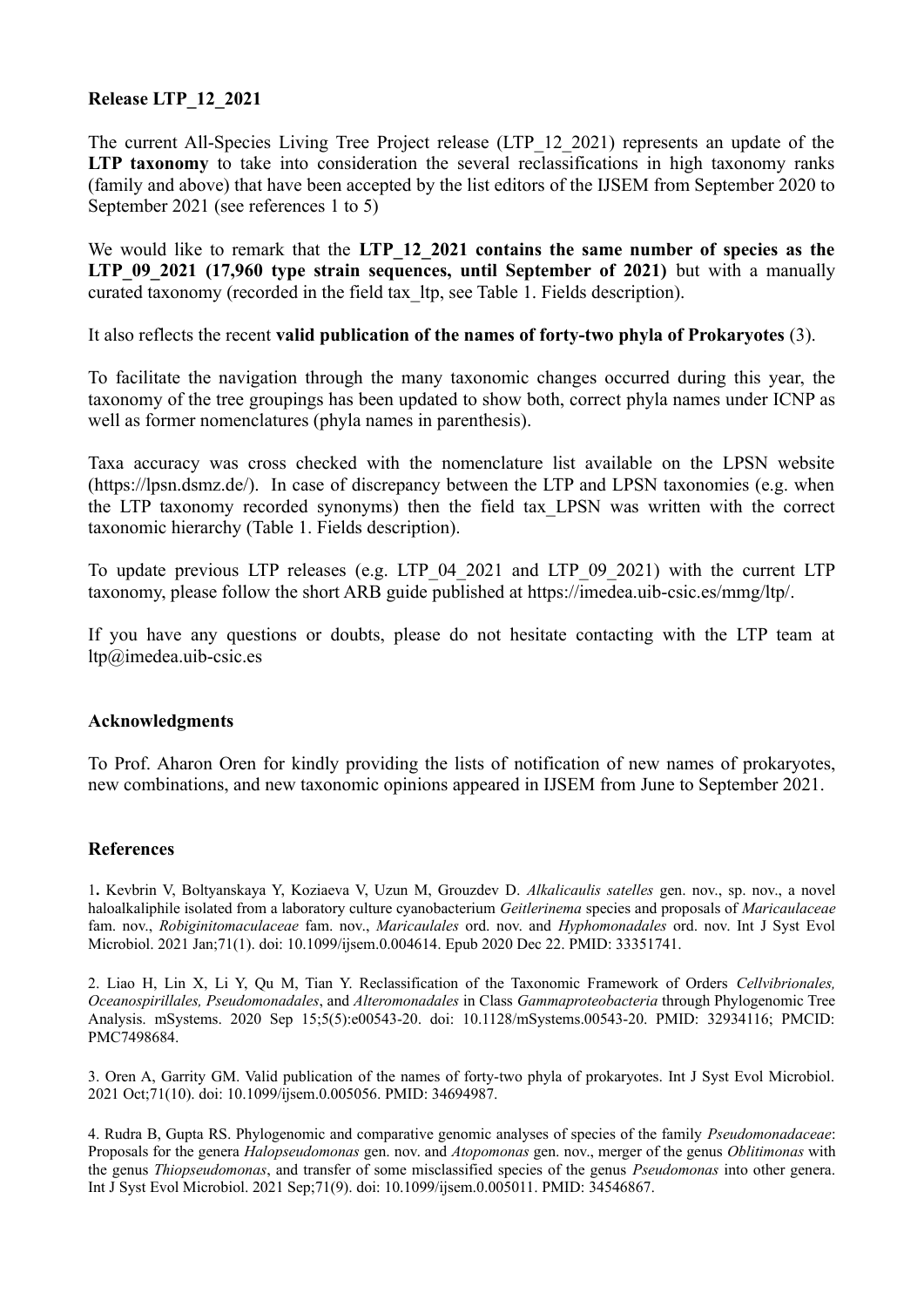**Release LTP_12_2021**

The current All-Species Living Tree Project release (LTP_12_2021) represents an update of the **LTP taxonomy** to take into consideration the several reclassifications in high taxonomy ranks (family and above) that have been accepted by the list editors of the IJSEM from September 2020 to September 2021 (see references 1 to 5)

We would like to remark that the **LTP_12_2021 contains the same number of species as the LTP_09_2021 (17,960 type strain sequences, until September of 2021)** but with a manually curated taxonomy (recorded in the field tax_ltp, see Table 1. Fields description).

It also reflects the recent **valid publication of the names of forty-two phyla of Prokaryotes** (3).

To facilitate the navigation through the many taxonomic changes occurred during this year, the taxonomy of the tree groupings has been updated to show both, correct phyla names under ICNP as well as former nomenclatures (phyla names in parenthesis).

Taxa accuracy was cross checked with the nomenclature list available on the LPSN website (https://lpsn.dsmz.de/). In case of discrepancy between the LTP and LPSN taxonomies (e.g. when the LTP taxonomy recorded synonyms) then the field tax_LPSN was written with the correct taxonomic hierarchy (Table 1. Fields description).

To update previous LTP releases (e.g. LTP_04_2021 and LTP_09_2021) with the current LTP taxonomy, please follow the short ARB guide published at https://imedea.uib-csic.es/mmg/ltp/.

If you have any questions or doubts, please do not hesitate contacting with the LTP team at ltp@imedea.uib-csic.es

**Acknowledgments**

To Prof. Aharon Oren for kindly providing the lists of notification of new names of prokaryotes, new combinations, and new taxonomic opinions appeared in IJSEM from June to September 2021.

**References**

1. Kevbrin V, Boltyanskaya Y, Koziaeva V, Uzun M, Grouzdev D. *Alkalicaulis satelles* gen. nov., sp. nov., a novel haloalkaliphile isolated from a laboratory culture cyanobacterium *Geitlerinema* species and proposals of *Maricaulaceae* fam. nov., *Robiginitomaculaceae* fam. nov., *Maricaulales* ord. nov. and *Hyphomonadales* ord. nov. Int J Syst Evol Microbiol. 2021 Jan;71(1). doi: 10.1099/ijsem.0.004614. Epub 2020 Dec 22. PMID: 33351741.

2. Liao H, Lin X, Li Y, Qu M, Tian Y. Reclassification of the Taxonomic Framework of Orders *Cellvibrionales, Oceanospirillales, Pseudomonadales*, and *Alteromonadales* in Class *Gammaproteobacteria* through Phylogenomic Tree Analysis. mSystems. 2020 Sep 15;5(5):e00543-20. doi: 10.1128/mSystems.00543-20. PMID: 32934116; PMCID: PMC7498684.

3. Oren A, Garrity GM. Valid publication of the names of forty-two phyla of prokaryotes. Int J Syst Evol Microbiol. 2021 Oct;71(10). doi: 10.1099/ijsem.0.005056. PMID: 34694987.

4. Rudra B, Gupta RS. Phylogenomic and comparative genomic analyses of species of the family *Pseudomonadaceae*: Proposals for the genera *Halopseudomonas* gen. nov. and *Atopomonas* gen. nov., merger of the genus *Oblitimonas* with the genus *Thiopseudomonas*, and transfer of some misclassified species of the genus *Pseudomonas* into other genera. Int J Syst Evol Microbiol. 2021 Sep;71(9). doi: 10.1099/ijsem.0.005011. PMID: 34546867.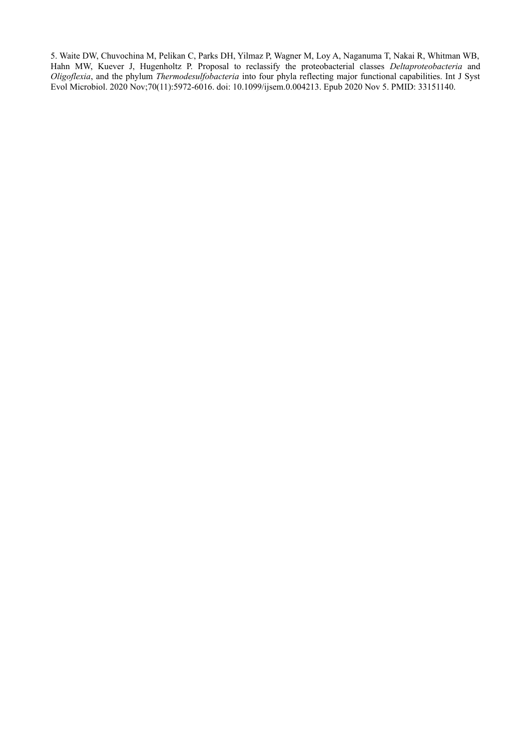5. Waite DW, Chuvochina M, Pelikan C, Parks DH, Yilmaz P, Wagner M, Loy A, Naganuma T, Nakai R, Whitman WB, Hahn MW, Kuever J, Hugenholtz P. Proposal to reclassify the proteobacterial classes *Deltaproteobacteria* and *Oligoflexia*, and the phylum *Thermodesulfobacteria* into four phyla reflecting major functional capabilities. Int J Syst Evol Microbiol. 2020 Nov;70(11):5972-6016. doi: 10.1099/ijsem.0.004213. Epub 2020 Nov 5. PMID: 33151140.